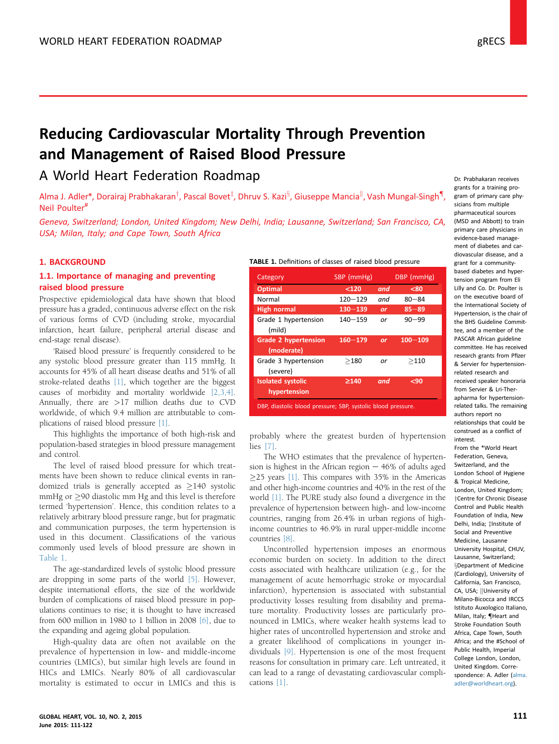# Reducing Cardiovascular Mortality Through Prevention and Management of Raised Blood Pressure

## A World Heart Federation Roadmap

Alma J. Adler*, Dorairaj Prabhakaran†, Pascal Bovet‡, Dhruv S. Kazi§, Giuseppe Mancia‖, Vash Mungal-Singh¶, Neil Poulter#

*Geneva, Switzerland; London, United Kingdom; New Delhi, India; Lausanne, Switzerland; San Francisco, CA, USA; Milan, Italy; and Cape Town, South Africa*

Dr. Prabhakaran receives grants for a training program of primary care physicians from multiple pharmaceutical sources (MSD and Abbott) to train primary care physicians in evidence-based management of diabetes and cardiovascular disease, and a grant for a community-based diabetes and hypertension program from Eli Lilly and Co. Dr. Poulter is on the executive board of the International Society of Hypertension, is the chair of the BHS Guideline Committee, and a member of the PASCAR African guideline committee. He has received research grants from Pfizer & Servier for hypertension-related research and received speaker honoraria from Servier & Lri-Therapharma for hypertension-related talks. The remaining authors report no relationships that could be construed as a conflict of interest.

From the *World Heart Federation, Geneva, Switzerland, and the London School of Hygiene & Tropical Medicine, London, United Kingdom; †Centre for Chronic Disease Control and Public Health Foundation of India, New Delhi, India; ‡Institute of Social and Preventive Medicine, Lausanne University Hospital, CHUV, Lausanne, Switzerland; §Department of Medicine (Cardiology), University of California, San Francisco, CA, USA; ‖University of Milano-Bicocca and IRCCS Istituto Auxologico Italiano, Milan, Italy; ¶Heart and Stroke Foundation South Africa, Cape Town, South Africa; and the #School of Public Health, Imperial College London, London, United Kingdom. Correspondence: A. Adler (alma.adler@worldheart.org).

## 1. BACKGROUND

### 1.1. Importance of managing and preventing raised blood pressure

Prospective epidemiological data have shown that blood pressure has a graded, continuous adverse effect on the risk of various forms of CVD (including stroke, myocardial infarction, heart failure, peripheral arterial disease and end-stage renal disease).

'Raised blood pressure' is frequently considered to be any systolic blood pressure greater than 115 mmHg. It accounts for 45% of all heart disease deaths and 51% of all stroke-related deaths [1], which together are the biggest causes of morbidity and mortality worldwide [2,3,4]. Annually, there are >17 million deaths due to CVD worldwide, of which 9.4 million are attributable to complications of raised blood pressure [1].

This highlights the importance of both high-risk and population-based strategies in blood pressure management and control.

The level of raised blood pressure for which treatments have been shown to reduce clinical events in randomized trials is generally accepted as ≥140 systolic mmHg or ≥90 diastolic mm Hg and this level is therefore termed 'hypertension'. Hence, this condition relates to a relatively arbitrary blood pressure range, but for pragmatic and communication purposes, the term hypertension is used in this document. Classifications of the various commonly used levels of blood pressure are shown in Table 1.

**TABLE 1.** Definitions of classes of raised blood pressure

| Category | SBP (mmHg) | | DBP (mmHg) |
|---|---|---|---|
| **Optimal** | <120 | *and* | <80 |
| Normal | 120–129 | *and* | 80–84 |
| **High normal** | 130–139 | *or* | 85–89 |
| Grade 1 hypertension (mild) | 140–159 | *or* | 90–99 |
| **Grade 2 hypertension (moderate)** | 160–179 | *or* | 100–109 |
| Grade 3 hypertension (severe) | ≥180 | *or* | ≥110 |
| **Isolated systolic hypertension** | ≥140 | *and* | <90 |

DBP, diastolic blood pressure; SBP, systolic blood pressure.

The age-standardized levels of systolic blood pressure are dropping in some parts of the world [5]. However, despite international efforts, the size of the worldwide burden of complications of raised blood pressure in populations continues to rise; it is thought to have increased from 600 million in 1980 to 1 billion in 2008 [6], due to the expanding and ageing global population.

High-quality data are often not available on the prevalence of hypertension in low- and middle-income countries (LMICs), but similar high levels are found in HICs and LMICs. Nearly 80% of all cardiovascular mortality is estimated to occur in LMICs and this is probably where the greatest burden of hypertension lies [7].

The WHO estimates that the prevalence of hypertension is highest in the African region – 46% of adults aged ≥25 years [1]. This compares with 35% in the Americas and other high-income countries and 40% in the rest of the world [1]. The PURE study also found a divergence in the prevalence of hypertension between high- and low-income countries, ranging from 26.4% in urban regions of high-income countries to 46.9% in rural upper-middle income countries [8].

Uncontrolled hypertension imposes an enormous economic burden on society. In addition to the direct costs associated with healthcare utilization (e.g., for the management of acute hemorrhagic stroke or myocardial infarction), hypertension is associated with substantial productivity losses resulting from disability and premature mortality. Productivity losses are particularly pronounced in LMICs, where weaker health systems lead to higher rates of uncontrolled hypertension and stroke and a greater likelihood of complications in younger individuals [9]. Hypertension is one of the most frequent reasons for consultation in primary care. Left untreated, it can lead to a range of devastating cardiovascular complications [1].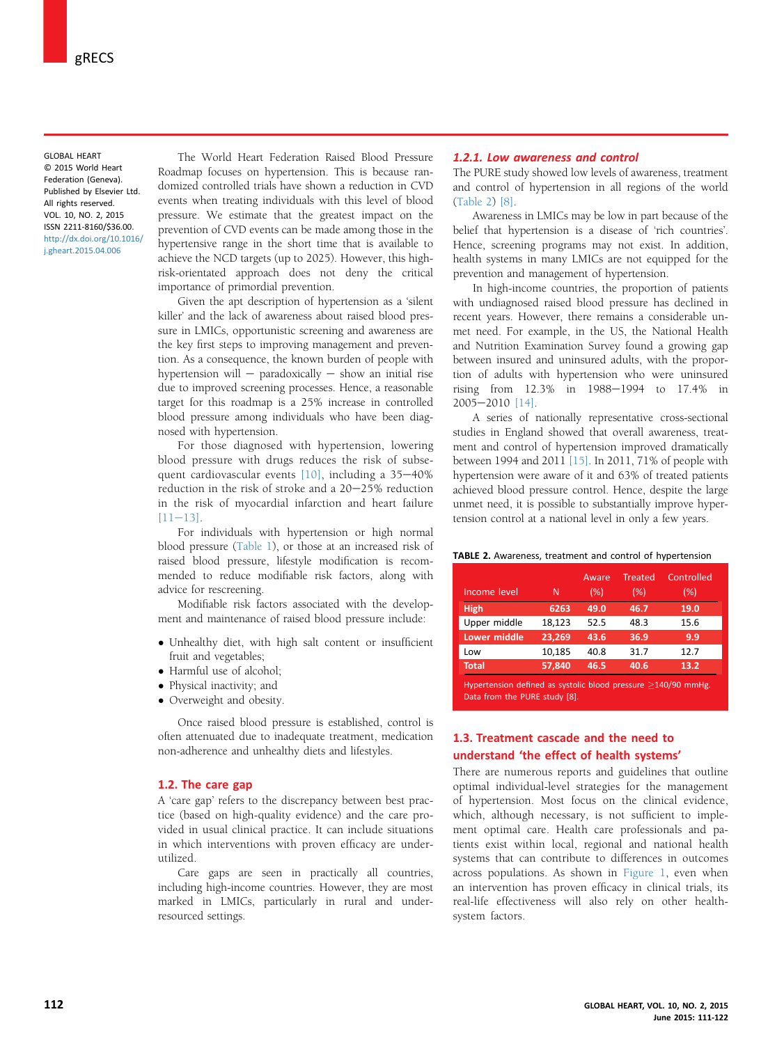GLOBAL HEART
© 2015 World Heart Federation (Geneva). Published by Elsevier Ltd. All rights reserved.
VOL. 10, NO. 2, 2015
ISSN 2211-8160/$36.00.
http://dx.doi.org/10.1016/j.gheart.2015.04.006

The World Heart Federation Raised Blood Pressure Roadmap focuses on hypertension. This is because randomized controlled trials have shown a reduction in CVD events when treating individuals with this level of blood pressure. We estimate that the greatest impact on the prevention of CVD events can be made among those in the hypertensive range in the short time that is available to achieve the NCD targets (up to 2025). However, this high-risk-orientated approach does not deny the critical importance of primordial prevention.

Given the apt description of hypertension as a 'silent killer' and the lack of awareness about raised blood pressure in LMICs, opportunistic screening and awareness are the key first steps to improving management and prevention. As a consequence, the known burden of people with hypertension will – paradoxically – show an initial rise due to improved screening processes. Hence, a reasonable target for this roadmap is a 25% increase in controlled blood pressure among individuals who have been diagnosed with hypertension.

For those diagnosed with hypertension, lowering blood pressure with drugs reduces the risk of subsequent cardiovascular events [10], including a 35–40% reduction in the risk of stroke and a 20–25% reduction in the risk of myocardial infarction and heart failure [11–13].

For individuals with hypertension or high normal blood pressure (Table 1), or those at an increased risk of raised blood pressure, lifestyle modification is recommended to reduce modifiable risk factors, along with advice for rescreening.

Modifiable risk factors associated with the development and maintenance of raised blood pressure include:

- Unhealthy diet, with high salt content or insufficient fruit and vegetables;
- Harmful use of alcohol;
- Physical inactivity; and
- Overweight and obesity.

Once raised blood pressure is established, control is often attenuated due to inadequate treatment, medication non-adherence and unhealthy diets and lifestyles.

## 1.2. The care gap

A 'care gap' refers to the discrepancy between best practice (based on high-quality evidence) and the care provided in usual clinical practice. It can include situations in which interventions with proven efficacy are underutilized.

Care gaps are seen in practically all countries, including high-income countries. However, they are most marked in LMICs, particularly in rural and under-resourced settings.

### 1.2.1. Low awareness and control

The PURE study showed low levels of awareness, treatment and control of hypertension in all regions of the world (Table 2) [8].

Awareness in LMICs may be low in part because of the belief that hypertension is a disease of 'rich countries'. Hence, screening programs may not exist. In addition, health systems in many LMICs are not equipped for the prevention and management of hypertension.

In high-income countries, the proportion of patients with undiagnosed raised blood pressure has declined in recent years. However, there remains a considerable unmet need. For example, in the US, the National Health and Nutrition Examination Survey found a growing gap between insured and uninsured adults, with the proportion of adults with hypertension who were uninsured rising from 12.3% in 1988–1994 to 17.4% in 2005–2010 [14].

A series of nationally representative cross-sectional studies in England showed that overall awareness, treatment and control of hypertension improved dramatically between 1994 and 2011 [15]. In 2011, 71% of people with hypertension were aware of it and 63% of treated patients achieved blood pressure control. Hence, despite the large unmet need, it is possible to substantially improve hypertension control at a national level in only a few years.

**TABLE 2.** Awareness, treatment and control of hypertension

| Income level | N | Aware (%) | Treated (%) | Controlled (%) |
|---|---|---|---|---|
| **High** | **6263** | **49.0** | **46.7** | **19.0** |
| Upper middle | 18,123 | 52.5 | 48.3 | 15.6 |
| **Lower middle** | **23,269** | **43.6** | **36.9** | **9.9** |
| Low | 10,185 | 40.8 | 31.7 | 12.7 |
| **Total** | **57,840** | **46.5** | **40.6** | **13.2** |

Hypertension defined as systolic blood pressure ≥140/90 mmHg. Data from the PURE study [8].

## 1.3. Treatment cascade and the need to understand 'the effect of health systems'

There are numerous reports and guidelines that outline optimal individual-level strategies for the management of hypertension. Most focus on the clinical evidence, which, although necessary, is not sufficient to implement optimal care. Health care professionals and patients exist within local, regional and national health systems that can contribute to differences in outcomes across populations. As shown in Figure 1, even when an intervention has proven efficacy in clinical trials, its real-life effectiveness will also rely on other health-system factors.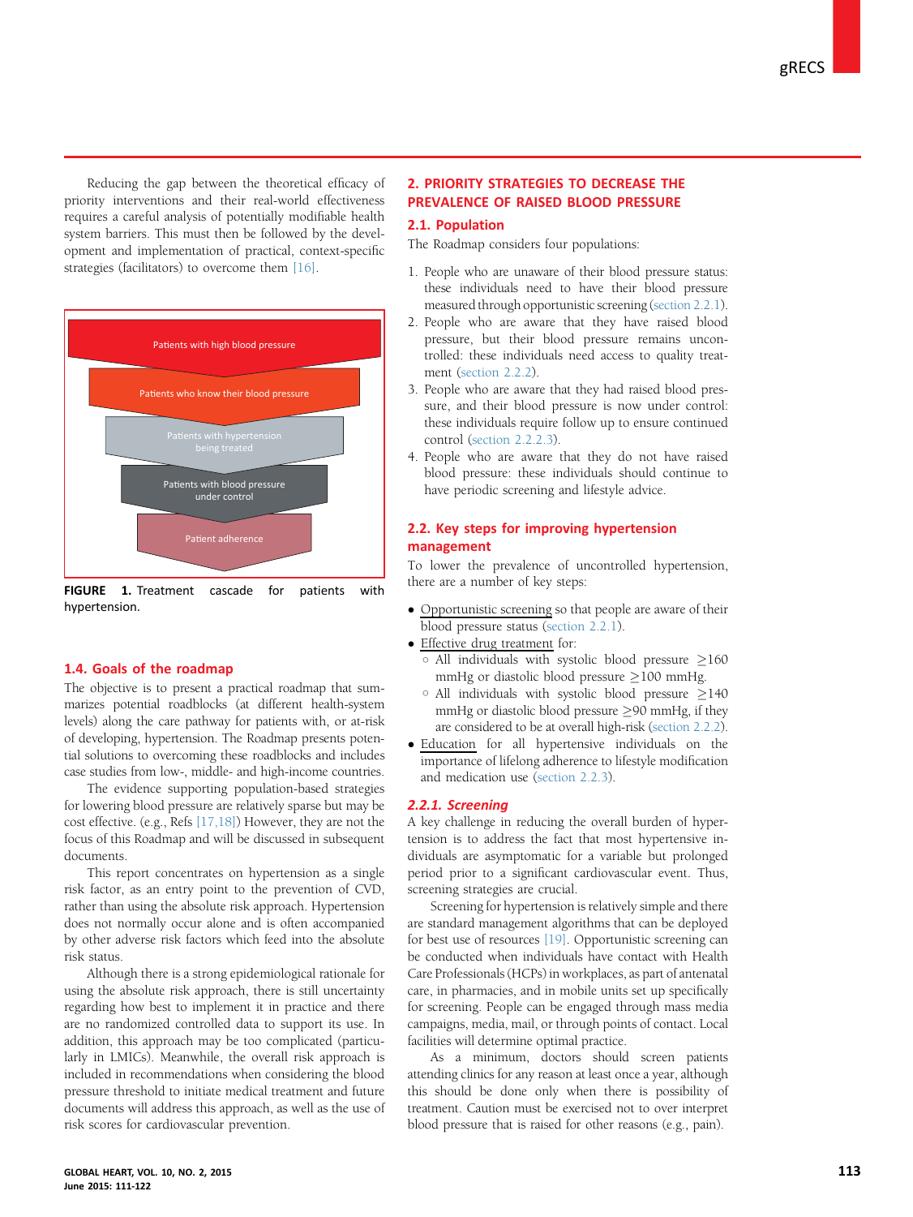Reducing the gap between the theoretical efficacy of priority interventions and their real-world effectiveness requires a careful analysis of potentially modifiable health system barriers. This must then be followed by the development and implementation of practical, context-specific strategies (facilitators) to overcome them [16].

Patients with high blood pressure

Patients who know their blood pressure

Patients with hypertension being treated

Patients with blood pressure under control

Patient adherence

**FIGURE 1.** Treatment cascade for patients with hypertension.

## 1.4. Goals of the roadmap

The objective is to present a practical roadmap that summarizes potential roadblocks (at different health-system levels) along the care pathway for patients with, or at-risk of developing, hypertension. The Roadmap presents potential solutions to overcoming these roadblocks and includes case studies from low-, middle- and high-income countries.

The evidence supporting population-based strategies for lowering blood pressure are relatively sparse but may be cost effective. (e.g., Refs [17,18]) However, they are not the focus of this Roadmap and will be discussed in subsequent documents.

This report concentrates on hypertension as a single risk factor, as an entry point to the prevention of CVD, rather than using the absolute risk approach. Hypertension does not normally occur alone and is often accompanied by other adverse risk factors which feed into the absolute risk status.

Although there is a strong epidemiological rationale for using the absolute risk approach, there is still uncertainty regarding how best to implement it in practice and there are no randomized controlled data to support its use. In addition, this approach may be too complicated (particularly in LMICs). Meanwhile, the overall risk approach is included in recommendations when considering the blood pressure threshold to initiate medical treatment and future documents will address this approach, as well as the use of risk scores for cardiovascular prevention.

# 2. PRIORITY STRATEGIES TO DECREASE THE PREVALENCE OF RAISED BLOOD PRESSURE

## 2.1. Population

The Roadmap considers four populations:

1. People who are unaware of their blood pressure status: these individuals need to have their blood pressure measured through opportunistic screening (section 2.2.1).
2. People who are aware that they have raised blood pressure, but their blood pressure remains uncontrolled: these individuals need access to quality treatment (section 2.2.2).
3. People who are aware that they had raised blood pressure, and their blood pressure is now under control: these individuals require follow up to ensure continued control (section 2.2.2.3).
4. People who are aware that they do not have raised blood pressure: these individuals should continue to have periodic screening and lifestyle advice.

## 2.2. Key steps for improving hypertension management

To lower the prevalence of uncontrolled hypertension, there are a number of key steps:

- Opportunistic screening so that people are aware of their blood pressure status (section 2.2.1).
- Effective drug treatment for:
  - All individuals with systolic blood pressure ≥160 mmHg or diastolic blood pressure ≥100 mmHg.
  - All individuals with systolic blood pressure ≥140 mmHg or diastolic blood pressure ≥90 mmHg, if they are considered to be at overall high-risk (section 2.2.2).
- Education for all hypertensive individuals on the importance of lifelong adherence to lifestyle modification and medication use (section 2.2.3).

### *2.2.1. Screening*

A key challenge in reducing the overall burden of hypertension is to address the fact that most hypertensive individuals are asymptomatic for a variable but prolonged period prior to a significant cardiovascular event. Thus, screening strategies are crucial.

Screening for hypertension is relatively simple and there are standard management algorithms that can be deployed for best use of resources [19]. Opportunistic screening can be conducted when individuals have contact with Health Care Professionals (HCPs) in workplaces, as part of antenatal care, in pharmacies, and in mobile units set up specifically for screening. People can be engaged through mass media campaigns, media, mail, or through points of contact. Local facilities will determine optimal practice.

As a minimum, doctors should screen patients attending clinics for any reason at least once a year, although this should be done only when there is possibility of treatment. Caution must be exercised not to over interpret blood pressure that is raised for other reasons (e.g., pain).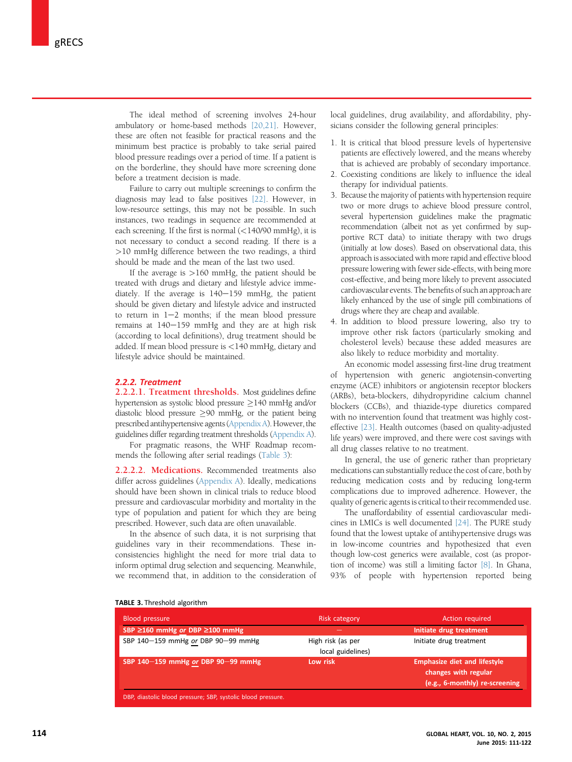The ideal method of screening involves 24-hour ambulatory or home-based methods [20,21]. However, these are often not feasible for practical reasons and the minimum best practice is probably to take serial paired blood pressure readings over a period of time. If a patient is on the borderline, they should have more screening done before a treatment decision is made.

Failure to carry out multiple screenings to confirm the diagnosis may lead to false positives [22]. However, in low-resource settings, this may not be possible. In such instances, two readings in sequence are recommended at each screening. If the first is normal (<140/90 mmHg), it is not necessary to conduct a second reading. If there is a >10 mmHg difference between the two readings, a third should be made and the mean of the last two used.

If the average is >160 mmHg, the patient should be treated with drugs and dietary and lifestyle advice immediately. If the average is 140–159 mmHg, the patient should be given dietary and lifestyle advice and instructed to return in 1–2 months; if the mean blood pressure remains at 140–159 mmHg and they are at high risk (according to local definitions), drug treatment should be added. If mean blood pressure is <140 mmHg, dietary and lifestyle advice should be maintained.

### 2.2.2. Treatment

**2.2.2.1. Treatment thresholds.** Most guidelines define hypertension as systolic blood pressure ≥140 mmHg and/or diastolic blood pressure ≥90 mmHg, or the patient being prescribed antihypertensive agents (Appendix A). However, the guidelines differ regarding treatment thresholds (Appendix A).

For pragmatic reasons, the WHF Roadmap recommends the following after serial readings (Table 3):

**2.2.2.2. Medications.** Recommended treatments also differ across guidelines (Appendix A). Ideally, medications should have been shown in clinical trials to reduce blood pressure and cardiovascular morbidity and mortality in the type of population and patient for which they are being prescribed. However, such data are often unavailable.

In the absence of such data, it is not surprising that guidelines vary in their recommendations. These inconsistencies highlight the need for more trial data to inform optimal drug selection and sequencing. Meanwhile, we recommend that, in addition to the consideration of local guidelines, drug availability, and affordability, physicians consider the following general principles:

1. It is critical that blood pressure levels of hypertensive patients are effectively lowered, and the means whereby that is achieved are probably of secondary importance.
2. Coexisting conditions are likely to influence the ideal therapy for individual patients.
3. Because the majority of patients with hypertension require two or more drugs to achieve blood pressure control, several hypertension guidelines make the pragmatic recommendation (albeit not as yet confirmed by supportive RCT data) to initiate therapy with two drugs (initially at low doses). Based on observational data, this approach is associated with more rapid and effective blood pressure lowering with fewer side-effects, with being more cost-effective, and being more likely to prevent associated cardiovascular events. The benefits of such an approach are likely enhanced by the use of single pill combinations of drugs where they are cheap and available.
4. In addition to blood pressure lowering, also try to improve other risk factors (particularly smoking and cholesterol levels) because these added measures are also likely to reduce morbidity and mortality.

An economic model assessing first-line drug treatment of hypertension with generic angiotensin-converting enzyme (ACE) inhibitors or angiotensin receptor blockers (ARBs), beta-blockers, dihydropyridine calcium channel blockers (CCBs), and thiazide-type diuretics compared with no intervention found that treatment was highly cost-effective [23]. Health outcomes (based on quality-adjusted life years) were improved, and there were cost savings with all drug classes relative to no treatment.

In general, the use of generic rather than proprietary medications can substantially reduce the cost of care, both by reducing medication costs and by reducing long-term complications due to improved adherence. However, the quality of generic agents is critical to their recommended use.

The unaffordability of essential cardiovascular medicines in LMICs is well documented [24]. The PURE study found that the lowest uptake of antihypertensive drugs was in low-income countries and hypothesized that even though low-cost generics were available, cost (as proportion of income) was still a limiting factor [8]. In Ghana, 93% of people with hypertension reported being

**TABLE 3.** Threshold algorithm

| Blood pressure | Risk category | Action required |
|---|---|---|
| **SBP ≥160 mmHg *or* DBP ≥100 mmHg** | **—** | **Initiate drug treatment** |
| SBP 140–159 mmHg *or* DBP 90–99 mmHg | High risk (as per local guidelines) | Initiate drug treatment |
| **SBP 140–159 mmHg *or* DBP 90–99 mmHg** | **Low risk** | **Emphasize diet and lifestyle changes with regular (e.g., 6-monthly) re-screening** |

DBP, diastolic blood pressure; SBP, systolic blood pressure.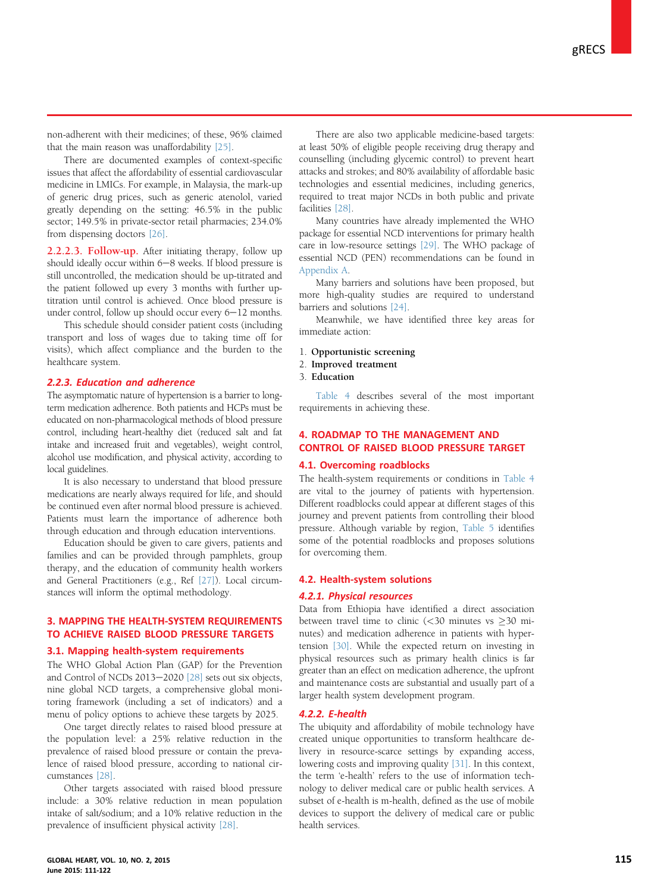non-adherent with their medicines; of these, 96% claimed that the main reason was unaffordability [25].

There are documented examples of context-specific issues that affect the affordability of essential cardiovascular medicine in LMICs. For example, in Malaysia, the mark-up of generic drug prices, such as generic atenolol, varied greatly depending on the setting: 46.5% in the public sector; 149.5% in private-sector retail pharmacies; 234.0% from dispensing doctors [26].

**2.2.2.3. Follow-up.** After initiating therapy, follow up should ideally occur within 6–8 weeks. If blood pressure is still uncontrolled, the medication should be up-titrated and the patient followed up every 3 months with further up-titration until control is achieved. Once blood pressure is under control, follow up should occur every 6–12 months.

This schedule should consider patient costs (including transport and loss of wages due to taking time off for visits), which affect compliance and the burden to the healthcare system.

#### *2.2.3. Education and adherence*

The asymptomatic nature of hypertension is a barrier to long-term medication adherence. Both patients and HCPs must be educated on non-pharmacological methods of blood pressure control, including heart-healthy diet (reduced salt and fat intake and increased fruit and vegetables), weight control, alcohol use modification, and physical activity, according to local guidelines.

It is also necessary to understand that blood pressure medications are nearly always required for life, and should be continued even after normal blood pressure is achieved. Patients must learn the importance of adherence both through education and through education interventions.

Education should be given to care givers, patients and families and can be provided through pamphlets, group therapy, and the education of community health workers and General Practitioners (e.g., Ref [27]). Local circumstances will inform the optimal methodology.

## 3. MAPPING THE HEALTH-SYSTEM REQUIREMENTS TO ACHIEVE RAISED BLOOD PRESSURE TARGETS

### 3.1. Mapping health-system requirements

The WHO Global Action Plan (GAP) for the Prevention and Control of NCDs 2013–2020 [28] sets out six objects, nine global NCD targets, a comprehensive global monitoring framework (including a set of indicators) and a menu of policy options to achieve these targets by 2025.

One target directly relates to raised blood pressure at the population level: a 25% relative reduction in the prevalence of raised blood pressure or contain the prevalence of raised blood pressure, according to national circumstances [28].

Other targets associated with raised blood pressure include: a 30% relative reduction in mean population intake of salt/sodium; and a 10% relative reduction in the prevalence of insufficient physical activity [28].

There are also two applicable medicine-based targets: at least 50% of eligible people receiving drug therapy and counselling (including glycemic control) to prevent heart attacks and strokes; and 80% availability of affordable basic technologies and essential medicines, including generics, required to treat major NCDs in both public and private facilities [28].

Many countries have already implemented the WHO package for essential NCD interventions for primary health care in low-resource settings [29]. The WHO package of essential NCD (PEN) recommendations can be found in Appendix A.

Many barriers and solutions have been proposed, but more high-quality studies are required to understand barriers and solutions [24].

Meanwhile, we have identified three key areas for immediate action:

1. **Opportunistic screening**
2. **Improved treatment**
3. **Education**

Table 4 describes several of the most important requirements in achieving these.

## 4. ROADMAP TO THE MANAGEMENT AND CONTROL OF RAISED BLOOD PRESSURE TARGET

### 4.1. Overcoming roadblocks

The health-system requirements or conditions in Table 4 are vital to the journey of patients with hypertension. Different roadblocks could appear at different stages of this journey and prevent patients from controlling their blood pressure. Although variable by region, Table 5 identifies some of the potential roadblocks and proposes solutions for overcoming them.

### 4.2. Health-system solutions

#### *4.2.1. Physical resources*

Data from Ethiopia have identified a direct association between travel time to clinic (<30 minutes vs ≥30 minutes) and medication adherence in patients with hypertension [30]. While the expected return on investing in physical resources such as primary health clinics is far greater than an effect on medication adherence, the upfront and maintenance costs are substantial and usually part of a larger health system development program.

#### *4.2.2. E-health*

The ubiquity and affordability of mobile technology have created unique opportunities to transform healthcare delivery in resource-scarce settings by expanding access, lowering costs and improving quality [31]. In this context, the term 'e-health' refers to the use of information technology to deliver medical care or public health services. A subset of e-health is m-health, defined as the use of mobile devices to support the delivery of medical care or public health services.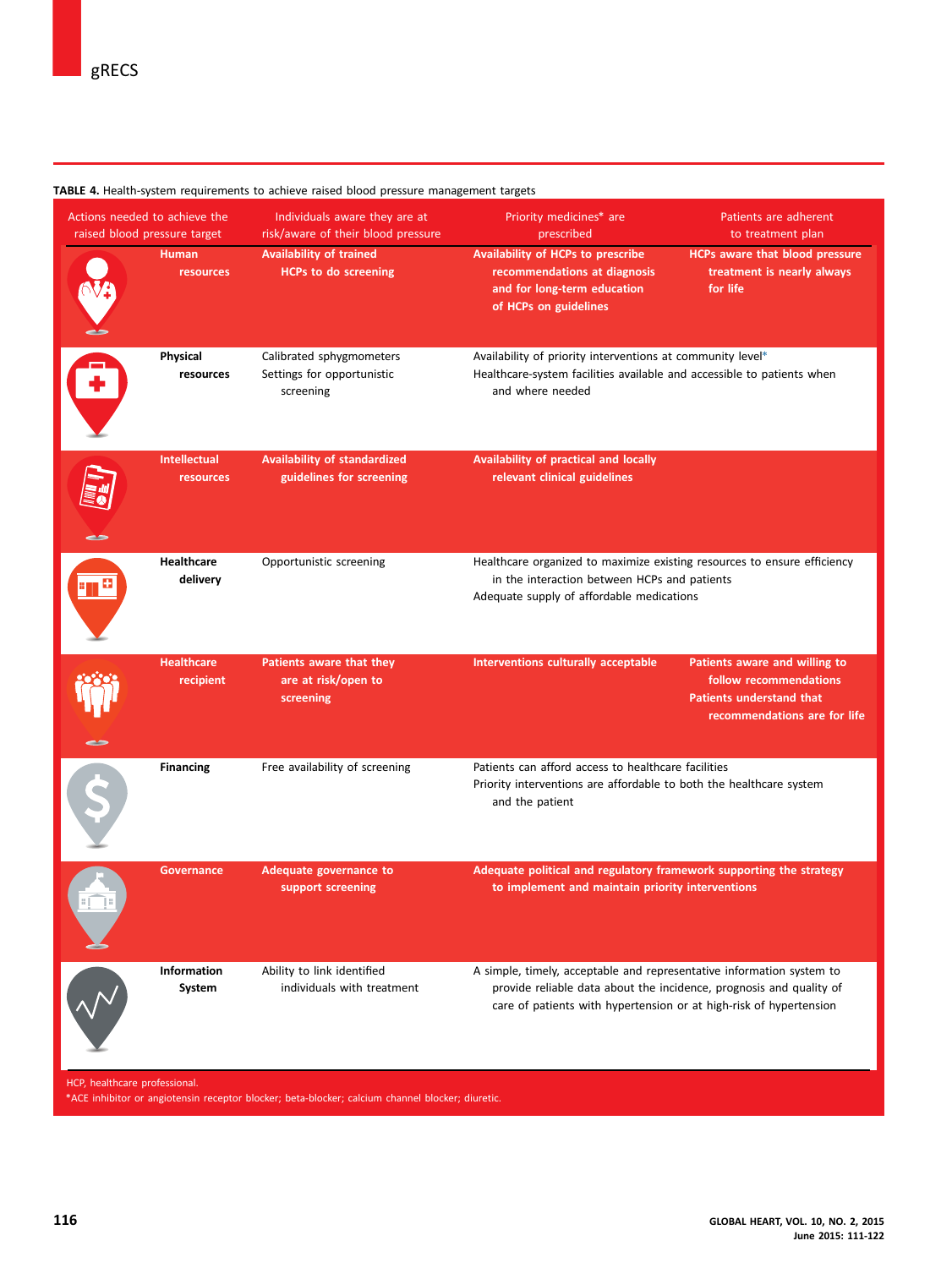**TABLE 4.** Health-system requirements to achieve raised blood pressure management targets

| Actions needed to achieve the raised blood pressure target | Individuals aware they are at risk/aware of their blood pressure | Priority medicines* are prescribed | Patients are adherent to treatment plan |
|---|---|---|---|
| **Human resources** | **Availability of trained HCPs to do screening** | **Availability of HCPs to prescribe recommendations at diagnosis and for long-term education of HCPs on guidelines** | **HCPs aware that blood pressure treatment is nearly always for life** |
| **Physical resources** | Calibrated sphygmomanometers<br>Settings for opportunistic screening | Availability of priority interventions at community level*<br>Healthcare-system facilities available and accessible to patients when and where needed | |
| **Intellectual resources** | **Availability of standardized guidelines for screening** | **Availability of practical and locally relevant clinical guidelines** | |
| **Healthcare delivery** | Opportunistic screening | Healthcare organized to maximize existing resources to ensure efficiency in the interaction between HCPs and patients<br>Adequate supply of affordable medications | |
| **Healthcare recipient** | **Patients aware that they are at risk/open to screening** | **Interventions culturally acceptable** | **Patients aware and willing to follow recommendations**<br>**Patients understand that recommendations are for life** |
| **Financing** | Free availability of screening | Patients can afford access to healthcare facilities<br>Priority interventions are affordable to both the healthcare system and the patient | |
| **Governance** | **Adequate governance to support screening** | **Adequate political and regulatory framework supporting the strategy to implement and maintain priority interventions** | |
| **Information System** | Ability to link identified individuals with treatment | A simple, timely, acceptable and representative information system to provide reliable data about the incidence, prognosis and quality of care of patients with hypertension or at high-risk of hypertension | |

HCP, healthcare professional.
*ACE inhibitor or angiotensin receptor blocker; beta-blocker; calcium channel blocker; diuretic.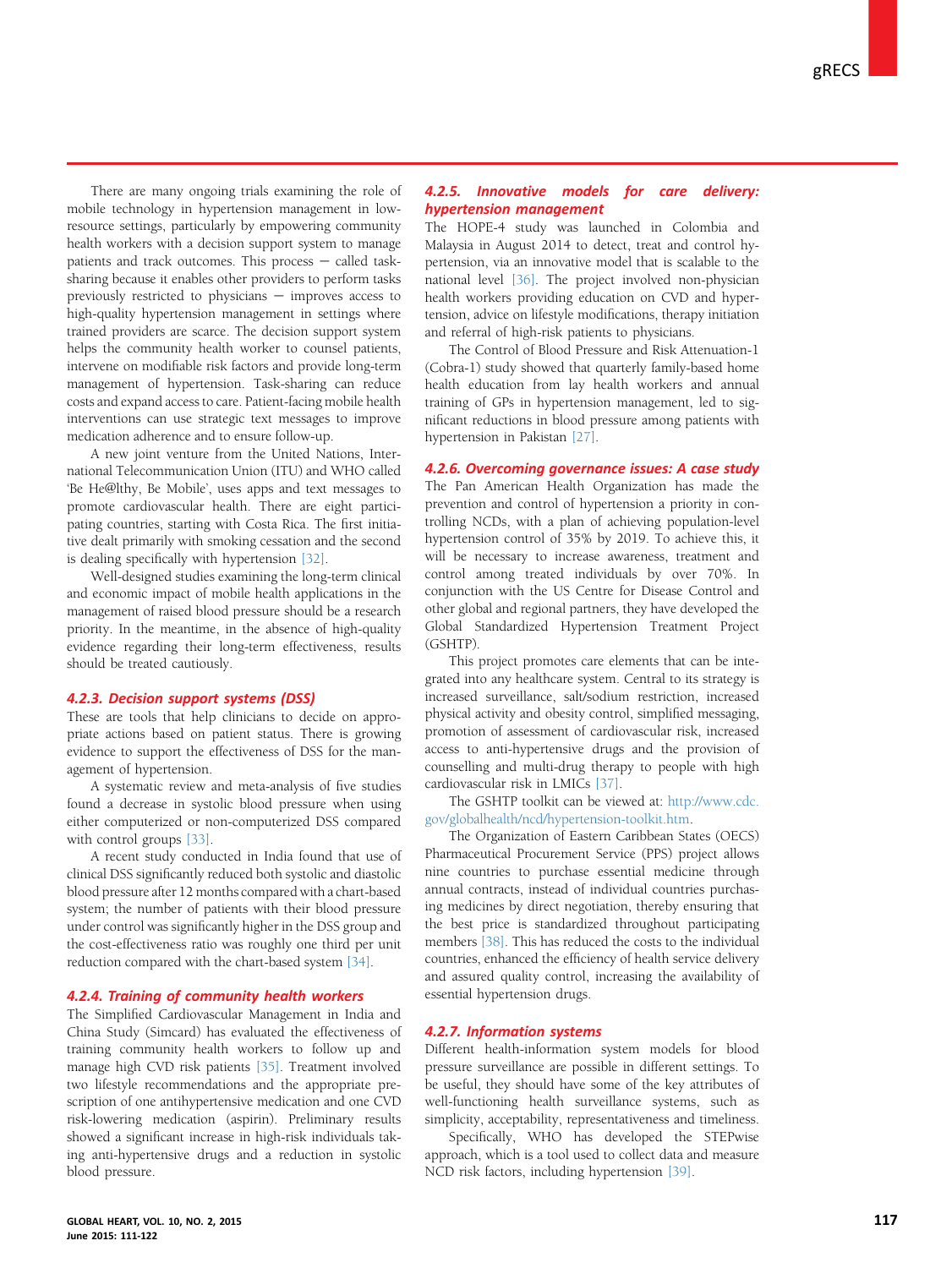There are many ongoing trials examining the role of mobile technology in hypertension management in low-resource settings, particularly by empowering community health workers with a decision support system to manage patients and track outcomes. This process — called task-sharing because it enables other providers to perform tasks previously restricted to physicians — improves access to high-quality hypertension management in settings where trained providers are scarce. The decision support system helps the community health worker to counsel patients, intervene on modifiable risk factors and provide long-term management of hypertension. Task-sharing can reduce costs and expand access to care. Patient-facing mobile health interventions can use strategic text messages to improve medication adherence and to ensure follow-up.

A new joint venture from the United Nations, International Telecommunication Union (ITU) and WHO called 'Be He@lthy, Be Mobile', uses apps and text messages to promote cardiovascular health. There are eight participating countries, starting with Costa Rica. The first initiative dealt primarily with smoking cessation and the second is dealing specifically with hypertension [32].

Well-designed studies examining the long-term clinical and economic impact of mobile health applications in the management of raised blood pressure should be a research priority. In the meantime, in the absence of high-quality evidence regarding their long-term effectiveness, results should be treated cautiously.

#### 4.2.3. Decision support systems (DSS)

These are tools that help clinicians to decide on appropriate actions based on patient status. There is growing evidence to support the effectiveness of DSS for the management of hypertension.

A systematic review and meta-analysis of five studies found a decrease in systolic blood pressure when using either computerized or non-computerized DSS compared with control groups [33].

A recent study conducted in India found that use of clinical DSS significantly reduced both systolic and diastolic blood pressure after 12 months compared with a chart-based system; the number of patients with their blood pressure under control was significantly higher in the DSS group and the cost-effectiveness ratio was roughly one third per unit reduction compared with the chart-based system [34].

#### 4.2.4. Training of community health workers

The Simplified Cardiovascular Management in India and China Study (Simcard) has evaluated the effectiveness of training community health workers to follow up and manage high CVD risk patients [35]. Treatment involved two lifestyle recommendations and the appropriate prescription of one antihypertensive medication and one CVD risk-lowering medication (aspirin). Preliminary results showed a significant increase in high-risk individuals taking anti-hypertensive drugs and a reduction in systolic blood pressure.

#### 4.2.5. Innovative models for care delivery: hypertension management

The HOPE-4 study was launched in Colombia and Malaysia in August 2014 to detect, treat and control hypertension, via an innovative model that is scalable to the national level [36]. The project involved non-physician health workers providing education on CVD and hypertension, advice on lifestyle modifications, therapy initiation and referral of high-risk patients to physicians.

The Control of Blood Pressure and Risk Attenuation-1 (Cobra-1) study showed that quarterly family-based home health education from lay health workers and annual training of GPs in hypertension management, led to significant reductions in blood pressure among patients with hypertension in Pakistan [27].

#### 4.2.6. Overcoming governance issues: A case study

The Pan American Health Organization has made the prevention and control of hypertension a priority in controlling NCDs, with a plan of achieving population-level hypertension control of 35% by 2019. To achieve this, it will be necessary to increase awareness, treatment and control among treated individuals by over 70%. In conjunction with the US Centre for Disease Control and other global and regional partners, they have developed the Global Standardized Hypertension Treatment Project (GSHTP).

This project promotes care elements that can be integrated into any healthcare system. Central to its strategy is increased surveillance, salt/sodium restriction, increased physical activity and obesity control, simplified messaging, promotion of assessment of cardiovascular risk, increased access to anti-hypertensive drugs and the provision of counselling and multi-drug therapy to people with high cardiovascular risk in LMICs [37].

The GSHTP toolkit can be viewed at: http://www.cdc.gov/globalhealth/ncd/hypertension-toolkit.htm.

The Organization of Eastern Caribbean States (OECS) Pharmaceutical Procurement Service (PPS) project allows nine countries to purchase essential medicine through annual contracts, instead of individual countries purchasing medicines by direct negotiation, thereby ensuring that the best price is standardized throughout participating members [38]. This has reduced the costs to the individual countries, enhanced the efficiency of health service delivery and assured quality control, increasing the availability of essential hypertension drugs.

#### 4.2.7. Information systems

Different health-information system models for blood pressure surveillance are possible in different settings. To be useful, they should have some of the key attributes of well-functioning health surveillance systems, such as simplicity, acceptability, representativeness and timeliness.

Specifically, WHO has developed the STEPwise approach, which is a tool used to collect data and measure NCD risk factors, including hypertension [39].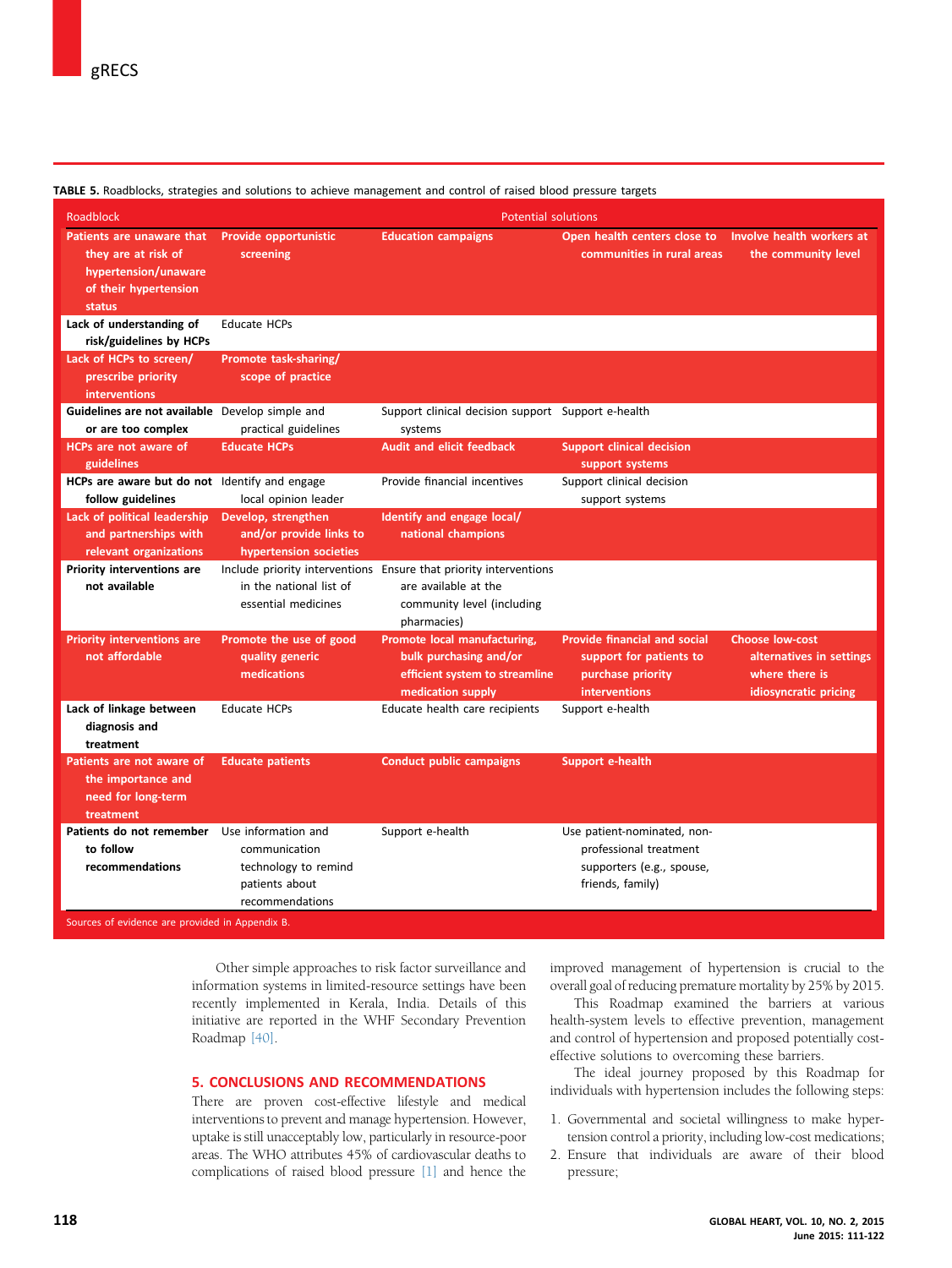**TABLE 5.** Roadblocks, strategies and solutions to achieve management and control of raised blood pressure targets

| Roadblock | Potential solutions | | | |
|---|---|---|---|---|
| Patients are unaware that they are at risk of hypertension/unaware of their hypertension status | Provide opportunistic screening | Education campaigns | Open health centers close to communities in rural areas | Involve health workers at the community level |
| Lack of understanding of risk/guidelines by HCPs | Educate HCPs | | | |
| Lack of HCPs to screen/ prescribe priority interventions | Promote task-sharing/ scope of practice | | | |
| Guidelines are not available or are too complex | Develop simple and practical guidelines | Support clinical decision support systems | Support e-health | |
| HCPs are not aware of guidelines | Educate HCPs | Audit and elicit feedback | Support clinical decision support systems | |
| HCPs are aware but do not follow guidelines | Identify and engage local opinion leader | Provide financial incentives | Support clinical decision support systems | |
| Lack of political leadership and partnerships with relevant organizations | Develop, strengthen and/or provide links to hypertension societies | Identify and engage local/ national champions | | |
| Priority interventions are not available | Include priority interventions in the national list of essential medicines | Ensure that priority interventions are available at the community level (including pharmacies) | | |
| Priority interventions are not affordable | Promote the use of good quality generic medications | Promote local manufacturing, bulk purchasing and/or efficient system to streamline medication supply | Provide financial and social support for patients to purchase priority interventions | Choose low-cost alternatives in settings where there is idiosyncratic pricing |
| Lack of linkage between diagnosis and treatment | Educate HCPs | Educate health care recipients | Support e-health | |
| Patients are not aware of the importance and need for long-term treatment | Educate patients | Conduct public campaigns | Support e-health | |
| Patients do not remember to follow recommendations | Use information and communication technology to remind patients about recommendations | Support e-health | Use patient-nominated, non-professional treatment supporters (e.g., spouse, friends, family) | |

Sources of evidence are provided in Appendix B.

Other simple approaches to risk factor surveillance and information systems in limited-resource settings have been recently implemented in Kerala, India. Details of this initiative are reported in the WHF Secondary Prevention Roadmap [40].

## 5. CONCLUSIONS AND RECOMMENDATIONS

There are proven cost-effective lifestyle and medical interventions to prevent and manage hypertension. However, uptake is still unacceptably low, particularly in resource-poor areas. The WHO attributes 45% of cardiovascular deaths to complications of raised blood pressure [1] and hence the improved management of hypertension is crucial to the overall goal of reducing premature mortality by 25% by 2015.

This Roadmap examined the barriers at various health-system levels to effective prevention, management and control of hypertension and proposed potentially cost-effective solutions to overcoming these barriers.

The ideal journey proposed by this Roadmap for individuals with hypertension includes the following steps:

1. Governmental and societal willingness to make hypertension control a priority, including low-cost medications;
2. Ensure that individuals are aware of their blood pressure;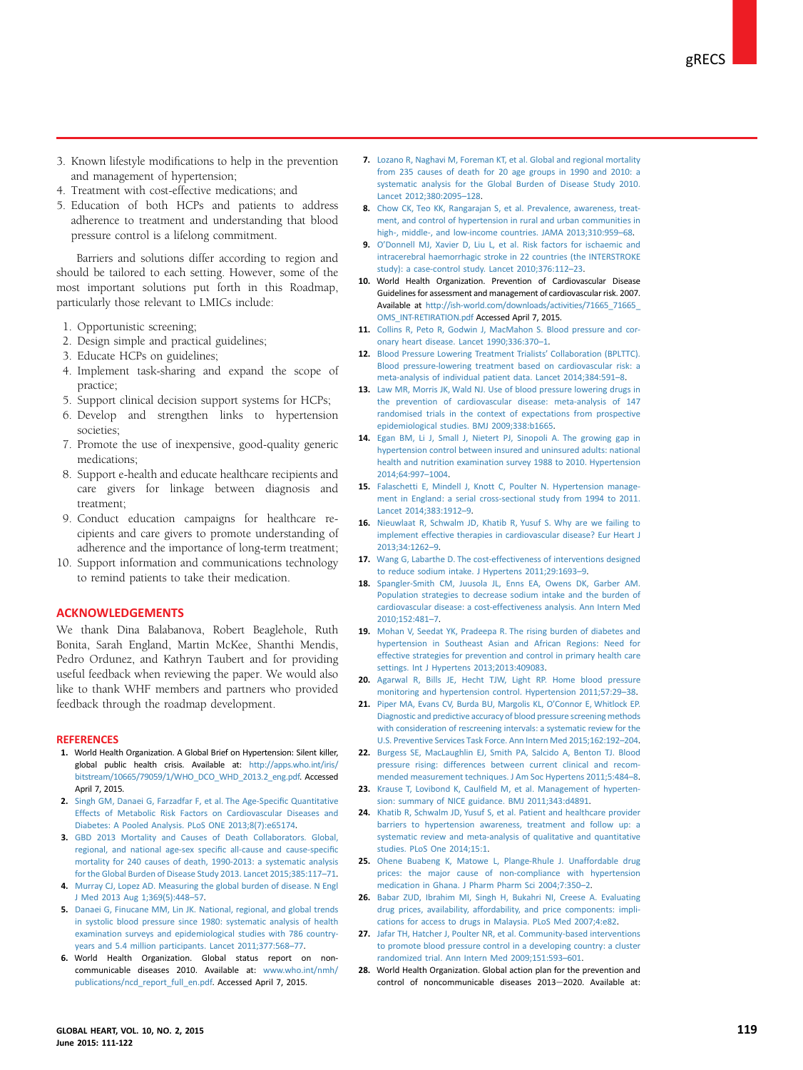3. Known lifestyle modifications to help in the prevention and management of hypertension;
4. Treatment with cost-effective medications; and
5. Education of both HCPs and patients to address adherence to treatment and understanding that blood pressure control is a lifelong commitment.

Barriers and solutions differ according to region and should be tailored to each setting. However, some of the most important solutions put forth in this Roadmap, particularly those relevant to LMICs include:

1. Opportunistic screening;
2. Design simple and practical guidelines;
3. Educate HCPs on guidelines;
4. Implement task-sharing and expand the scope of practice;
5. Support clinical decision support systems for HCPs;
6. Develop and strengthen links to hypertension societies;
7. Promote the use of inexpensive, good-quality generic medications;
8. Support e-health and educate healthcare recipients and care givers for linkage between diagnosis and treatment;
9. Conduct education campaigns for healthcare recipients and care givers to promote understanding of adherence and the importance of long-term treatment;
10. Support information and communications technology to remind patients to take their medication.

## ACKNOWLEDGEMENTS

We thank Dina Balabanova, Robert Beaglehole, Ruth Bonita, Sarah England, Martin McKee, Shanthi Mendis, Pedro Ordunez, and Kathryn Taubert and for providing useful feedback when reviewing the paper. We would also like to thank WHF members and partners who provided feedback through the roadmap development.

## REFERENCES

1. World Health Organization. A Global Brief on Hypertension: Silent killer, global public health crisis. Available at: http://apps.who.int/iris/bitstream/10665/79059/1/WHO_DCO_WHD_2013.2_eng.pdf. Accessed April 7, 2015.
2. Singh GM, Danaei G, Farzadfar F, et al. The Age-Specific Quantitative Effects of Metabolic Risk Factors on Cardiovascular Diseases and Diabetes: A Pooled Analysis. PLoS ONE 2013;8(7):e65174.
3. GBD 2013 Mortality and Causes of Death Collaborators. Global, regional, and national age-sex specific all-cause and cause-specific mortality for 240 causes of death, 1990-2013: a systematic analysis for the Global Burden of Disease Study 2013. Lancet 2015;385:117–71.
4. Murray CJ, Lopez AD. Measuring the global burden of disease. N Engl J Med 2013 Aug 1;369(5):448–57.
5. Danaei G, Finucane MM, Lin JK. National, regional, and global trends in systolic blood pressure since 1980: systematic analysis of health examination surveys and epidemiological studies with 786 country-years and 5.4 million participants. Lancet 2011;377:568–77.
6. World Health Organization. Global status report on noncommunicable diseases 2010. Available at: www.who.int/nmh/publications/ncd_report_full_en.pdf. Accessed April 7, 2015.
7. Lozano R, Naghavi M, Foreman KT, et al. Global and regional mortality from 235 causes of death for 20 age groups in 1990 and 2010: a systematic analysis for the Global Burden of Disease Study 2010. Lancet 2012;380:2095–128.
8. Chow CK, Teo KK, Rangarajan S, et al. Prevalence, awareness, treatment, and control of hypertension in rural and urban communities in high-, middle-, and low-income countries. JAMA 2013;310:959–68.
9. O'Donnell MJ, Xavier D, Liu L, et al. Risk factors for ischaemic and intracerebral haemorrhagic stroke in 22 countries (the INTERSTROKE study): a case-control study. Lancet 2010;376:112–23.
10. World Health Organization. Prevention of Cardiovascular Disease Guidelines for assessment and management of cardiovascular risk. 2007. Available at http://ish-world.com/downloads/activities/71665_71665_OMS_INT-RETIRATION.pdf Accessed April 7, 2015.
11. Collins R, Peto R, Godwin J, MacMahon S. Blood pressure and coronary heart disease. Lancet 1990;336:370–1.
12. Blood Pressure Lowering Treatment Trialists' Collaboration (BPLTTC). Blood pressure-lowering treatment based on cardiovascular risk: a meta-analysis of individual patient data. Lancet 2014;384:591–8.
13. Law MR, Morris JK, Wald NJ. Use of blood pressure lowering drugs in the prevention of cardiovascular disease: meta-analysis of 147 randomised trials in the context of expectations from prospective epidemiological studies. BMJ 2009;338:b1665.
14. Egan BM, Li J, Small J, Nietert PJ, Sinopoli A. The growing gap in hypertension control between insured and uninsured adults: national health and nutrition examination survey 1988 to 2010. Hypertension 2014;64:997–1004.
15. Falaschetti E, Mindell J, Knott C, Poulter N. Hypertension management in England: a serial cross-sectional study from 1994 to 2011. Lancet 2014;383:1912–9.
16. Nieuwlaat R, Schwalm JD, Khatib R, Yusuf S. Why are we failing to implement effective therapies in cardiovascular disease? Eur Heart J 2013;34:1262–9.
17. Wang G, Labarthe D. The cost-effectiveness of interventions designed to reduce sodium intake. J Hypertens 2011;29:1693–9.
18. Spangler-Smith CM, Juusola JL, Enns EA, Owens DK, Garber AM. Population strategies to decrease sodium intake and the burden of cardiovascular disease: a cost-effectiveness analysis. Ann Intern Med 2010;152:481–7.
19. Mohan V, Seedat YK, Pradeepa R. The rising burden of diabetes and hypertension in Southeast Asian and African Regions: Need for effective strategies for prevention and control in primary health care settings. Int J Hypertens 2013;2013:409083.
20. Agarwal R, Bills JE, Hecht TJW, Light RP. Home blood pressure monitoring and hypertension control. Hypertension 2011;57:29–38.
21. Piper MA, Evans CV, Burda BU, Margolis KL, O'Connor E, Whitlock EP. Diagnostic and predictive accuracy of blood pressure screening methods with consideration of rescreening intervals: a systematic review for the U.S. Preventive Services Task Force. Ann Intern Med 2015;162:192–204.
22. Burgess SE, MacLaughlin EJ, Smith PA, Salcido A, Benton TJ. Blood pressure rising: differences between current clinical and recommended measurement techniques. J Am Soc Hypertens 2011;5:484–8.
23. Krause T, Lovibond K, Caulfield M, et al. Management of hypertension: summary of NICE guidance. BMJ 2011;343:d4891.
24. Khatib R, Schwalm JD, Yusuf S, et al. Patient and healthcare provider barriers to hypertension awareness, treatment and follow up: a systematic review and meta-analysis of qualitative and quantitative studies. PLoS One 2014;15:1.
25. Ohene Buabeng K, Matowe L, Plange-Rhule J. Unaffordable drug prices: the major cause of non-compliance with hypertension medication in Ghana. J Pharm Pharm Sci 2004;7:350–2.
26. Babar ZUD, Ibrahim MI, Singh H, Bukahri NI, Creese A. Evaluating drug prices, availability, affordability, and price components: implications for access to drugs in Malaysia. PLoS Med 2007;4:e82.
27. Jafar TH, Hatcher J, Poulter NR, et al. Community-based interventions to promote blood pressure control in a developing country: a cluster randomized trial. Ann Intern Med 2009;151:593–601.
28. World Health Organization. Global action plan for the prevention and control of noncommunicable diseases 2013–2020. Available at: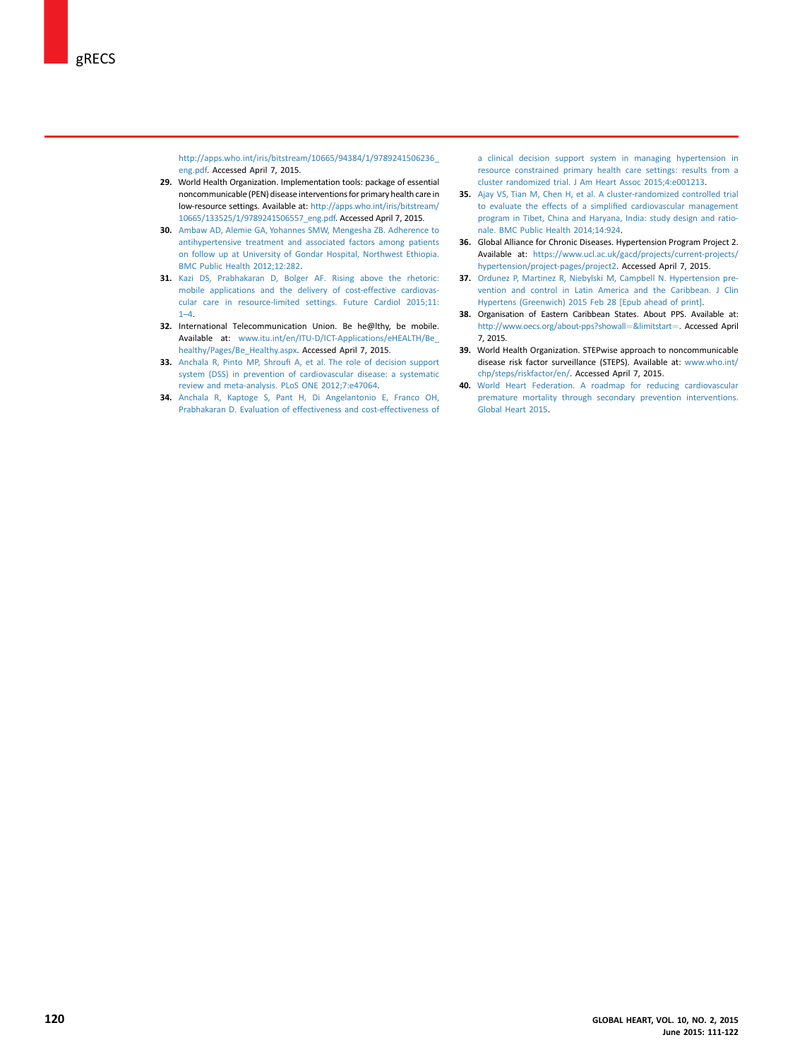http://apps.who.int/iris/bitstream/10665/94384/1/9789241506236_eng.pdf. Accessed April 7, 2015.

29. World Health Organization. Implementation tools: package of essential noncommunicable (PEN) disease interventions for primary health care in low-resource settings. Available at: http://apps.who.int/iris/bitstream/10665/133525/1/9789241506557_eng.pdf. Accessed April 7, 2015.

30. Ambaw AD, Alemie GA, Yohannes SMW, Mengesha ZB. Adherence to antihypertensive treatment and associated factors among patients on follow up at University of Gondar Hospital, Northwest Ethiopia. BMC Public Health 2012;12:282.

31. Kazi DS, Prabhakaran D, Bolger AF. Rising above the rhetoric: mobile applications and the delivery of cost-effective cardiovascular care in resource-limited settings. Future Cardiol 2015;11:1–4.

32. International Telecommunication Union. Be he@lthy, be mobile. Available at: www.itu.int/en/ITU-D/ICT-Applications/eHEALTH/Be_healthy/Pages/Be_Healthy.aspx. Accessed April 7, 2015.

33. Anchala R, Pinto MP, Shroufi A, et al. The role of decision support system (DSS) in prevention of cardiovascular disease: a systematic review and meta-analysis. PLoS ONE 2012;7:e47064.

34. Anchala R, Kaptoge S, Pant H, Di Angelantonio E, Franco OH, Prabhakaran D. Evaluation of effectiveness and cost-effectiveness of a clinical decision support system in managing hypertension in resource constrained primary health care settings: results from a cluster randomized trial. J Am Heart Assoc 2015;4:e001213.

35. Ajay VS, Tian M, Chen H, et al. A cluster-randomized controlled trial to evaluate the effects of a simplified cardiovascular management program in Tibet, China and Haryana, India: study design and rationale. BMC Public Health 2014;14:924.

36. Global Alliance for Chronic Diseases. Hypertension Program Project 2. Available at: https://www.ucl.ac.uk/gacd/projects/current-projects/hypertension/project-pages/project2. Accessed April 7, 2015.

37. Ordunez P, Martinez R, Niebylski M, Campbell N. Hypertension prevention and control in Latin America and the Caribbean. J Clin Hypertens (Greenwich) 2015 Feb 28 [Epub ahead of print].

38. Organisation of Eastern Caribbean States. About PPS. Available at: http://www.oecs.org/about-pps?showall=&limitstart=. Accessed April 7, 2015.

39. World Health Organization. STEPwise approach to noncommunicable disease risk factor surveillance (STEPS). Available at: www.who.int/chp/steps/riskfactor/en/. Accessed April 7, 2015.

40. World Heart Federation. A roadmap for reducing cardiovascular premature mortality through secondary prevention interventions. Global Heart 2015.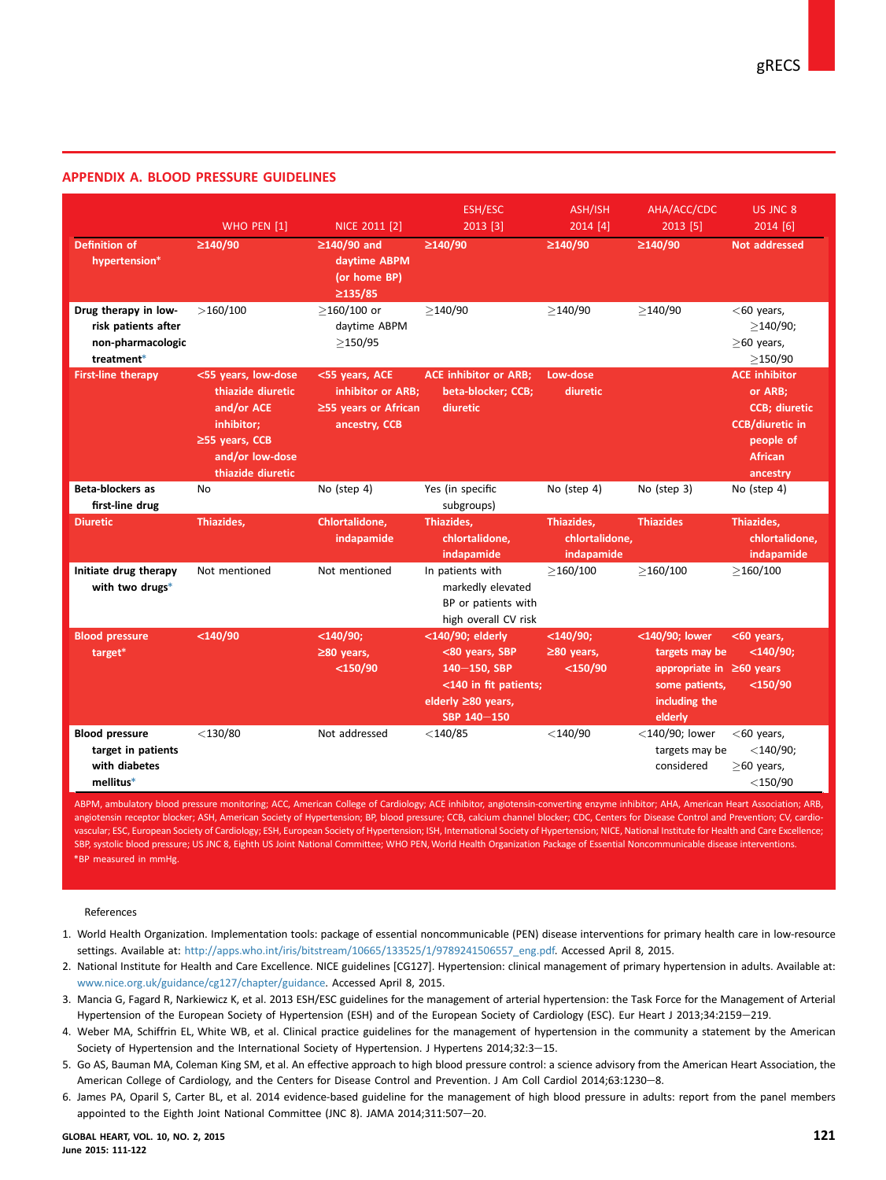## APPENDIX A. BLOOD PRESSURE GUIDELINES

| | WHO PEN [1] | NICE 2011 [2] | ESH/ESC 2013 [3] | ASH/ISH 2014 [4] | AHA/ACC/CDC 2013 [5] | US JNC 8 2014 [6] |
|---|---|---|---|---|---|---|
| **Definition of hypertension*** | ≥140/90 | ≥140/90 and daytime ABPM (or home BP) ≥135/85 | ≥140/90 | ≥140/90 | ≥140/90 | Not addressed |
| **Drug therapy in low-risk patients after non-pharmacologic treatment*** | >160/100 | ≥160/100 or daytime ABPM ≥150/95 | ≥140/90 | ≥140/90 | ≥140/90 | <60 years, ≥140/90; ≥60 years, ≥150/90 |
| **First-line therapy** | <55 years, low-dose thiazide diuretic and/or ACE inhibitor; ≥55 years, CCB and/or low-dose thiazide diuretic | <55 years, ACE inhibitor or ARB; ≥55 years or African ancestry, CCB | ACE inhibitor or ARB; beta-blocker; CCB; diuretic | Low-dose diuretic | | ACE inhibitor or ARB; CCB; diuretic CCB/diuretic in people of African ancestry |
| **Beta-blockers as first-line drug** | No | No (step 4) | Yes (in specific subgroups) | No (step 4) | No (step 3) | No (step 4) |
| **Diuretic** | Thiazides, | Chlortalidone, indapamide | Thiazides, chlortalidone, indapamide | Thiazides, chlortalidone, indapamide | Thiazides | Thiazides, chlortalidone, indapamide |
| **Initiate drug therapy with two drugs*** | Not mentioned | Not mentioned | In patients with markedly elevated BP or patients with high overall CV risk | ≥160/100 | ≥160/100 | ≥160/100 |
| **Blood pressure target*** | <140/90 | <140/90; ≥80 years, <150/90 | <140/90; elderly <80 years, SBP 140–150, SBP <140 in fit patients; elderly ≥80 years, SBP 140–150 | <140/90; ≥80 years, <150/90 | <140/90; lower targets may be appropriate in some patients, including the elderly | <60 years, <140/90; ≥60 years <150/90 |
| **Blood pressure target in patients with diabetes mellitus*** | <130/80 | Not addressed | <140/85 | <140/90 | <140/90; lower targets may be considered | <60 years, <140/90; ≥60 years, <150/90 |

ABPM, ambulatory blood pressure monitoring; ACC, American College of Cardiology; ACE inhibitor, angiotensin-converting enzyme inhibitor; AHA, American Heart Association; ARB, angiotensin receptor blocker; ASH, American Society of Hypertension; BP, blood pressure; CCB, calcium channel blocker; CDC, Centers for Disease Control and Prevention; CV, cardiovascular; ESC, European Society of Cardiology; ESH, European Society of Hypertension; ISH, International Society of Hypertension; NICE, National Institute for Health and Care Excellence; SBP, systolic blood pressure; US JNC 8, Eighth US Joint National Committee; WHO PEN, World Health Organization Package of Essential Noncommunicable disease interventions.
*BP measured in mmHg.

References

1. World Health Organization. Implementation tools: package of essential noncommunicable (PEN) disease interventions for primary health care in low-resource settings. Available at: http://apps.who.int/iris/bitstream/10665/133525/1/9789241506557_eng.pdf. Accessed April 8, 2015.
2. National Institute for Health and Care Excellence. NICE guidelines [CG127]. Hypertension: clinical management of primary hypertension in adults. Available at: www.nice.org.uk/guidance/cg127/chapter/guidance. Accessed April 8, 2015.
3. Mancia G, Fagard R, Narkiewicz K, et al. 2013 ESH/ESC guidelines for the management of arterial hypertension: the Task Force for the Management of Arterial Hypertension of the European Society of Hypertension (ESH) and of the European Society of Cardiology (ESC). Eur Heart J 2013;34:2159–219.
4. Weber MA, Schiffrin EL, White WB, et al. Clinical practice guidelines for the management of hypertension in the community a statement by the American Society of Hypertension and the International Society of Hypertension. J Hypertens 2014;32:3–15.
5. Go AS, Bauman MA, Coleman King SM, et al. An effective approach to high blood pressure control: a science advisory from the American Heart Association, the American College of Cardiology, and the Centers for Disease Control and Prevention. J Am Coll Cardiol 2014;63:1230–8.
6. James PA, Oparil S, Carter BL, et al. 2014 evidence-based guideline for the management of high blood pressure in adults: report from the panel members appointed to the Eighth Joint National Committee (JNC 8). JAMA 2014;311:507–20.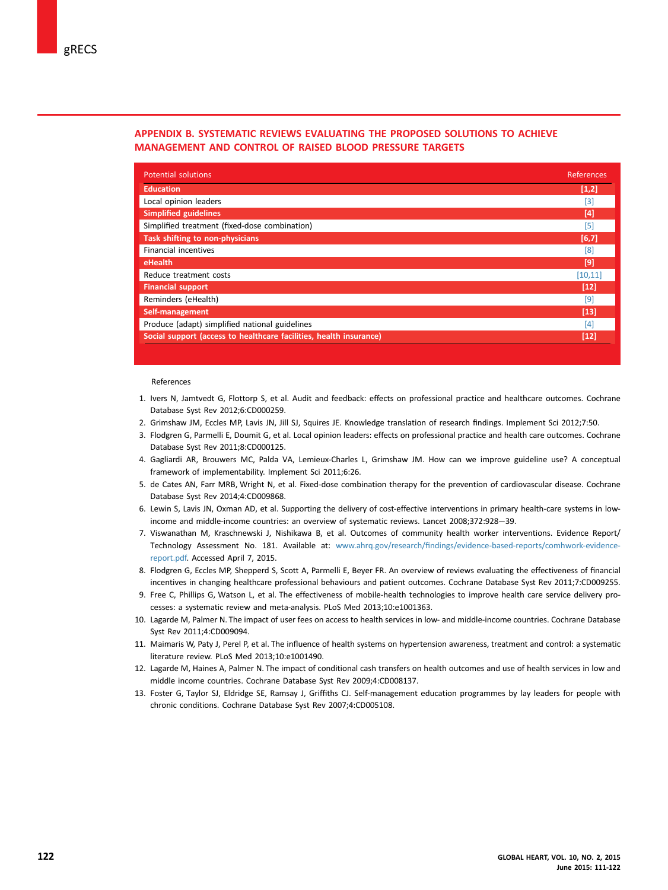## APPENDIX B. SYSTEMATIC REVIEWS EVALUATING THE PROPOSED SOLUTIONS TO ACHIEVE MANAGEMENT AND CONTROL OF RAISED BLOOD PRESSURE TARGETS

| Potential solutions | References |
|---|---|
| Education | [1,2] |
| Local opinion leaders | [3] |
| Simplified guidelines | [4] |
| Simplified treatment (fixed-dose combination) | [5] |
| Task shifting to non-physicians | [6,7] |
| Financial incentives | [8] |
| eHealth | [9] |
| Reduce treatment costs | [10,11] |
| Financial support | [12] |
| Reminders (eHealth) | [9] |
| Self-management | [13] |
| Produce (adapt) simplified national guidelines | [4] |
| Social support (access to healthcare facilities, health insurance) | [12] |

References

1. Ivers N, Jamtvedt G, Flottorp S, et al. Audit and feedback: effects on professional practice and healthcare outcomes. Cochrane Database Syst Rev 2012;6:CD000259.
2. Grimshaw JM, Eccles MP, Lavis JN, Jill SJ, Squires JE. Knowledge translation of research findings. Implement Sci 2012;7:50.
3. Flodgren G, Parmelli E, Doumit G, et al. Local opinion leaders: effects on professional practice and health care outcomes. Cochrane Database Syst Rev 2011;8:CD000125.
4. Gagliardi AR, Brouwers MC, Palda VA, Lemieux-Charles L, Grimshaw JM. How can we improve guideline use? A conceptual framework of implementability. Implement Sci 2011;6:26.
5. de Cates AN, Farr MRB, Wright N, et al. Fixed-dose combination therapy for the prevention of cardiovascular disease. Cochrane Database Syst Rev 2014;4:CD009868.
6. Lewin S, Lavis JN, Oxman AD, et al. Supporting the delivery of cost-effective interventions in primary health-care systems in low-income and middle-income countries: an overview of systematic reviews. Lancet 2008;372:928—39.
7. Viswanathan M, Kraschnewski J, Nishikawa B, et al. Outcomes of community health worker interventions. Evidence Report/ Technology Assessment No. 181. Available at: www.ahrq.gov/research/findings/evidence-based-reports/comhwork-evidence-report.pdf. Accessed April 7, 2015.
8. Flodgren G, Eccles MP, Shepperd S, Scott A, Parmelli E, Beyer FR. An overview of reviews evaluating the effectiveness of financial incentives in changing healthcare professional behaviours and patient outcomes. Cochrane Database Syst Rev 2011;7:CD009255.
9. Free C, Phillips G, Watson L, et al. The effectiveness of mobile-health technologies to improve health care service delivery processes: a systematic review and meta-analysis. PLoS Med 2013;10:e1001363.
10. Lagarde M, Palmer N. The impact of user fees on access to health services in low- and middle-income countries. Cochrane Database Syst Rev 2011;4:CD009094.
11. Maimaris W, Paty J, Perel P, et al. The influence of health systems on hypertension awareness, treatment and control: a systematic literature review. PLoS Med 2013;10:e1001490.
12. Lagarde M, Haines A, Palmer N. The impact of conditional cash transfers on health outcomes and use of health services in low and middle income countries. Cochrane Database Syst Rev 2009;4:CD008137.
13. Foster G, Taylor SJ, Eldridge SE, Ramsay J, Griffiths CJ. Self-management education programmes by lay leaders for people with chronic conditions. Cochrane Database Syst Rev 2007;4:CD005108.